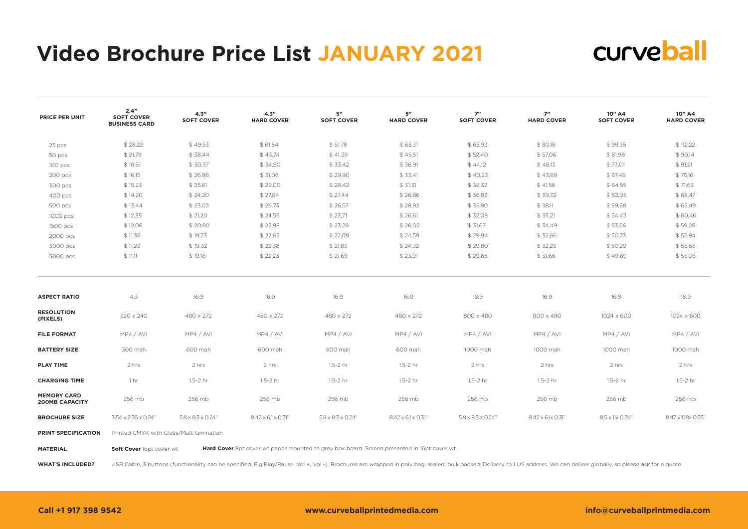# Video Brochure Price List JANUARY 2021

curveball

| PRICE PER UNIT | 2.4" SOFT COVER BUSINESS CARD | 4.3" SOFT COVER | 4.3" HARD COVER | 5" SOFT COVER | 5" HARD COVER | 7" SOFT COVER | 7" HARD COVER | 10" A4 SOFT COVER | 10" A4 HARD COVER |
|---|---|---|---|---|---|---|---|---|---|
| 25 pcs | $ 28,22 | $ 49,53 | $ 61,54 | $ 51,78 | $ 63,31 | $ 65,93 | $ 80,18 | $ 99,35 | $ 112,22 |
| 50 pcs | $ 21,79 | $ 38,44 | $ 43,74 | $ 41,39 | $ 45,51 | $ 52,40 | $ 57,06 | $ 81,98 | $ 90,14 |
| 100 pcs | $ 18,51 | $ 30,37 | $ 34,90 | $ 33,42 | $ 36,91 | $ 44,12 | $ 48,13 | $ 73,01 | $ 81,21 |
| 200 pcs | $ 16,15 | $ 26,86 | $ 31,06 | $ 29,90 | $ 33,41 | $ 40,23 | $ 43,69 | $ 67,49 | $ 75,16 |
| 300 pcs | $ 15,23 | $ 25,61 | $ 29,00 | $ 28,42 | $ 31,31 | $ 38,32 | $ 41,56 | $ 64,55 | $ 71,63 |
| 400 pcs | $ 14,20 | $ 24,20 | $ 27,84 | $ 27,44 | $ 26,86 | $ 36,93 | $ 39,72 | $ 62,05 | $ 68,47 |
| 500 pcs | $ 13,44 | $ 23,03 | $ 26,73 | $ 26,57 | $ 28,92 | $ 35,80 | $ 38,11 | $ 59,68 | $ 65,49 |
| 1000 pcs | $ 12,35 | $ 21,20 | $ 24,56 | $ 23,71 | $ 26,61 | $ 32,08 | $ 35,21 | $ 54,43 | $ 60,46 |
| 1500 pcs | $ 12,06 | $ 20,80 | $ 23,98 | $ 23,28 | $ 26,02 | $ 31,67 | $ 34,49 | $ 53,56 | $ 59,28 |
| 2000 pcs | $ 11,36 | $ 19,73 | $ 22,65 | $ 22,09 | $ 24,59 | $ 29,94 | $ 32,66 | $ 50,73 | $ 55,94 |
| 3000 pcs | $ 11,23 | $ 19,32 | $ 22,38 | $ 21,83 | $ 24,32 | $ 29,80 | $ 32,23 | $ 50,29 | $ 55,65 |
| 5000 pcs | $ 11,11 | $ 19,18 | $ 22,23 | $ 21,69 | $ 23,91 | $ 29,65 | $ 31,66 | $ 49,69 | $ 55,05 |

| | 2.4" SOFT COVER BUSINESS CARD | 4.3" SOFT COVER | 4.3" HARD COVER | 5" SOFT COVER | 5" HARD COVER | 7" SOFT COVER | 7" HARD COVER | 10" A4 SOFT COVER | 10" A4 HARD COVER |
|---|---|---|---|---|---|---|---|---|---|
| **ASPECT RATIO** | 4:3 | 16:9 | 16:9 | 16:9 | 16:9 | 16:9 | 16:9 | 16:9 | 16:9 |
| **RESOLUTION (PIXELS)** | 320 x 240 | 480 x 272 | 480 x 272 | 480 x 272 | 480 x 272 | 800 x 480 | 800 x 480 | 1024 x 600 | 1024 x 600 |
| **FILE FORMAT** | MP4 / AVI | MP4 / AVI | MP4 / AVI | MP4 / AVI | MP4 / AVI | MP4 / AVI | MP4 / AVI | MP4 / AVI | MP4 / AVI |
| **BATTERY SIZE** | 300 mah | 600 mah | 600 mah | 600 mah | 600 mah | 1000 mah | 1000 mah | 1000 mah | 1000 mah |
| **PLAY TIME** | 2 hrs | 2 hrs | 2 hrs | 1.5-2 hr | 1.5-2 hr | 2 hrs | 2 hrs | 2 hrs | 2 hrs |
| **CHARGING TIME** | 1 hr | 1.5-2 hr | 1.5-2 hr | 1.5-2 hr | 1.5-2 hr | 1.5-2 hr | 1.5-2 hr | 1.5-2 hr | 1.5-2 hr |
| **MEMORY CARD 200MB CAPACITY** | 256 mb | 256 mb | 256 mb | 256 mb | 256 mb | 256 mb | 256 mb | 256 mb | 256 mb |
| **BROCHURE SIZE** | 3.54 x 2.36 x 0.24" | 5.8 x 8.3 x 0.24" | 8.42 x 6.1 x 0.31" | 5.8 x 8.3 x 0.24" | 8.42 x 6.1 x 0.31" | 5.8 x 8.3 x 0.24" | 8.42 x 6.1x 0.31" | 8.5 x 11x 0.34" | 8.47 x 11.8x 0.55" |

**PRINT SPECIFICATION** Printed CMYK with Gloss/Matt lamination

**MATERIAL** **Soft Cover** 16pt cover wt **Hard Cover** 8pt cover wt paper mounted to grey box board. Screen presented in 16pt cover wt

**WHAT'S INCLUDED?** USB Cable, 3 buttons (functionality can be specified. E.g Play/Pause, Vol +, Vol -). Brochures are wrapped in poly bag, sealed, bulk packed. Delivery to 1 US address. We can deliver globally, so please ask for a quote.

**Call +1 917 398 9542** **www.curveballprintedmedia.com** **info@curveballprintmedia.com**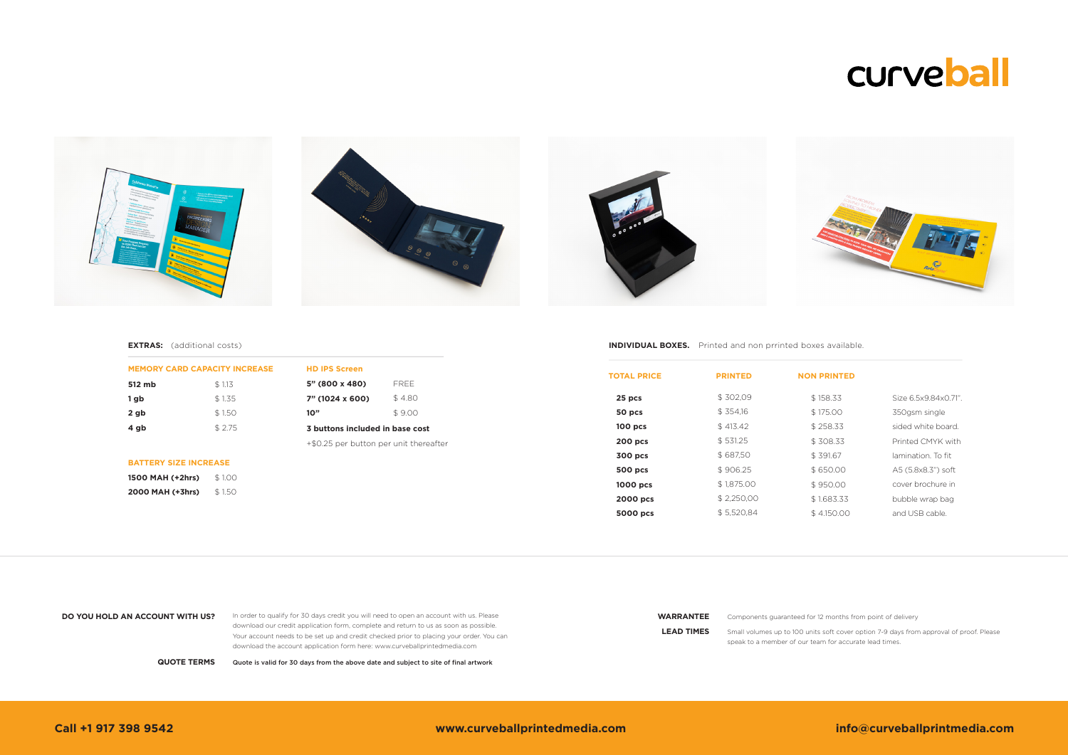# curveball

**EXTRAS:** (additional costs)

**MEMORY CARD CAPACITY INCREASE**

| | |
|---|---|
| **512 mb** | $ 1.13 |
| **1 gb** | $ 1.35 |
| **2 gb** | $ 1.50 |
| **4 gb** | $ 2.75 |

**HD IPS Screen**

| | |
|---|---|
| **5" (800 x 480)** | FREE |
| **7" (1024 x 600)** | $ 4.80 |
| **10"** | $ 9.00 |

**3 buttons included in base cost**

+$0.25 per button per unit thereafter

**BATTERY SIZE INCREASE**

| | |
|---|---|
| **1500 MAH (+2hrs)** | $ 1.00 |
| **2000 MAH (+3hrs)** | $ 1.50 |

**INDIVIDUAL BOXES.** Printed and non prrinted boxes available.

| TOTAL PRICE | PRINTED | NON PRINTED | |
|---|---|---|---|
| **25 pcs** | $ 302.09 | $ 158.33 | Size 6.5x9.84x0.71". |
| **50 pcs** | $ 354,16 | $ 175.00 | 350gsm single |
| **100 pcs** | $ 413.42 | $ 258.33 | sided white board. |
| **200 pcs** | $ 531.25 | $ 308.33 | Printed CMYK with |
| **300 pcs** | $ 687,50 | $ 391.67 | lamination. To fit |
| **500 pcs** | $ 906.25 | $ 650.00 | A5 (5.8x8.3") soft |
| **1000 pcs** | $ 1,875.00 | $ 950.00 | cover brochure in |
| **2000 pcs** | $ 2,250,00 | $ 1.683.33 | bubble wrap bag |
| **5000 pcs** | $ 5,520,84 | $ 4.150.00 | and USB cable. |

**DO YOU HOLD AN ACCOUNT WITH US?** In order to qualify for 30 days credit you will need to open an account with us. Please download our credit application form, complete and return to us as soon as possible. Your account needs to be set up and credit checked prior to placing your order. You can download the account application form here: www.curveballprintedmedia.com

**QUOTE TERMS** Quote is valid for 30 days from the above date and subject to site of final artwork

**WARRANTEE** Components guaranteed for 12 months from point of delivery

**LEAD TIMES** Small volumes up to 100 units soft cover option 7-9 days from approval of proof. Please speak to a member of our team for accurate lead times.

**Call +1 917 398 9542** **www.curveballprintedmedia.com** **info@curveballprintmedia.com**